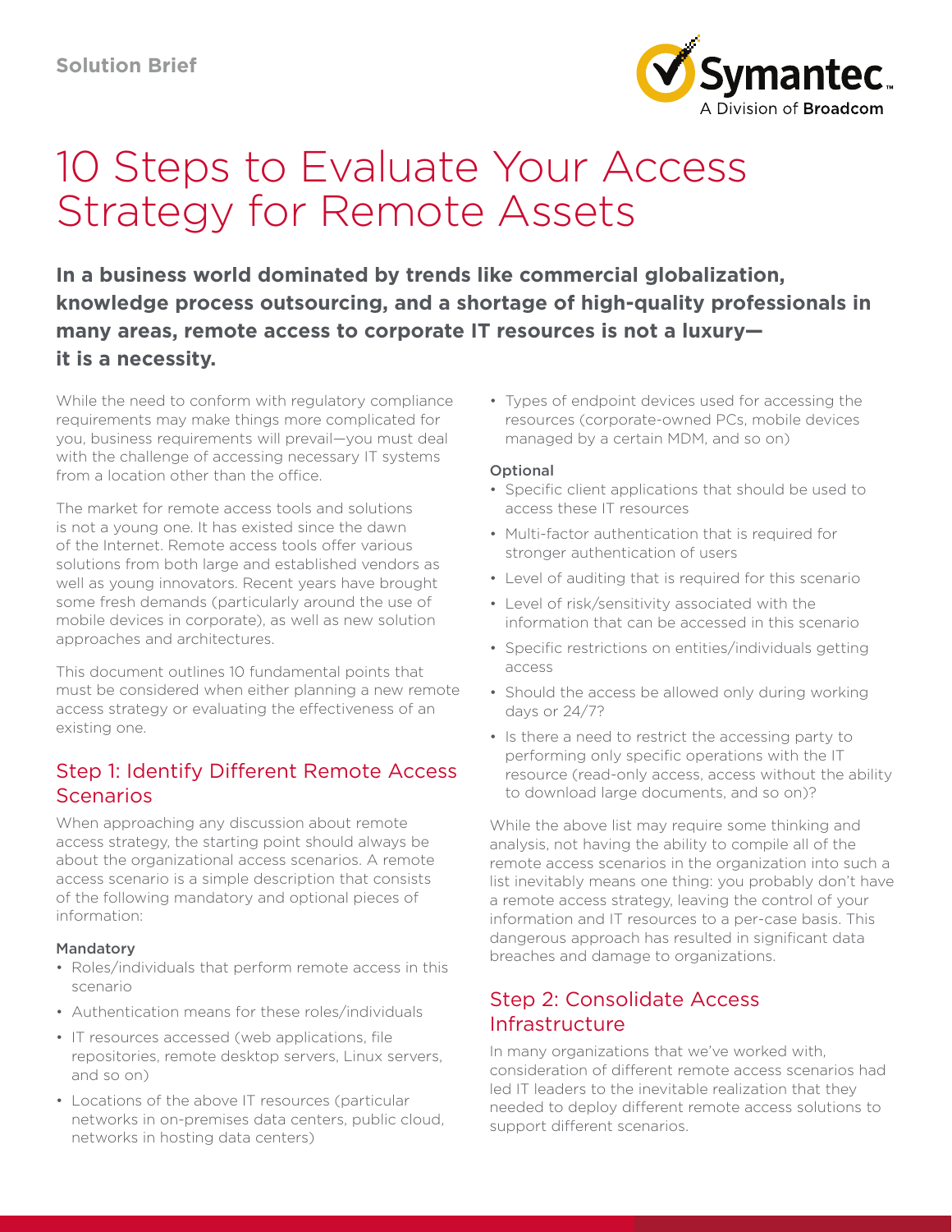Solution Brief

# 10 Steps to Evaluate Your Access Strategy for Remote Assets

**In a business world dominated by trends like commercial globalization, knowledge process outsourcing, and a shortage of high-quality professionals in many areas, remote access to corporate IT resources is not a luxury—it is a necessity.**

While the need to conform with regulatory compliance requirements may make things more complicated for you, business requirements will prevail—you must deal with the challenge of accessing necessary IT systems from a location other than the office.

The market for remote access tools and solutions is not a young one. It has existed since the dawn of the Internet. Remote access tools offer various solutions from both large and established vendors as well as young innovators. Recent years have brought some fresh demands (particularly around the use of mobile devices in corporate), as well as new solution approaches and architectures.

This document outlines 10 fundamental points that must be considered when either planning a new remote access strategy or evaluating the effectiveness of an existing one.

## Step 1: Identify Different Remote Access Scenarios

When approaching any discussion about remote access strategy, the starting point should always be about the organizational access scenarios. A remote access scenario is a simple description that consists of the following mandatory and optional pieces of information:

#### Mandatory

- Roles/individuals that perform remote access in this scenario
- Authentication means for these roles/individuals
- IT resources accessed (web applications, file repositories, remote desktop servers, Linux servers, and so on)
- Locations of the above IT resources (particular networks in on-premises data centers, public cloud, networks in hosting data centers)
- Types of endpoint devices used for accessing the resources (corporate-owned PCs, mobile devices managed by a certain MDM, and so on)

#### Optional

- Specific client applications that should be used to access these IT resources
- Multi-factor authentication that is required for stronger authentication of users
- Level of auditing that is required for this scenario
- Level of risk/sensitivity associated with the information that can be accessed in this scenario
- Specific restrictions on entities/individuals getting access
- Should the access be allowed only during working days or 24/7?
- Is there a need to restrict the accessing party to performing only specific operations with the IT resource (read-only access, access without the ability to download large documents, and so on)?

While the above list may require some thinking and analysis, not having the ability to compile all of the remote access scenarios in the organization into such a list inevitably means one thing: you probably don't have a remote access strategy, leaving the control of your information and IT resources to a per-case basis. This dangerous approach has resulted in significant data breaches and damage to organizations.

## Step 2: Consolidate Access Infrastructure

In many organizations that we've worked with, consideration of different remote access scenarios had led IT leaders to the inevitable realization that they needed to deploy different remote access solutions to support different scenarios.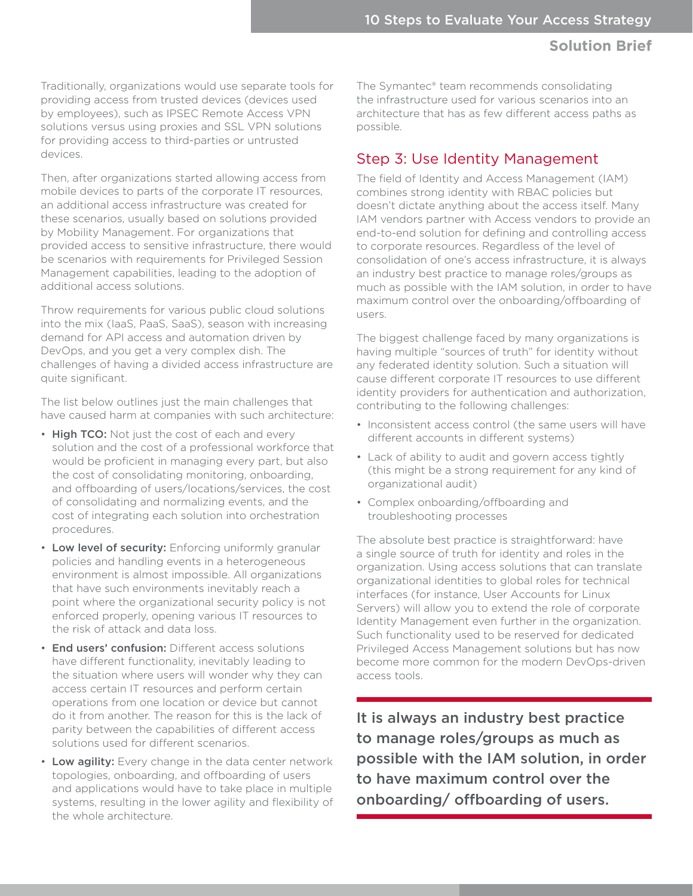Traditionally, organizations would use separate tools for providing access from trusted devices (devices used by employees), such as IPSEC Remote Access VPN solutions versus using proxies and SSL VPN solutions for providing access to third-parties or untrusted devices.

Then, after organizations started allowing access from mobile devices to parts of the corporate IT resources, an additional access infrastructure was created for these scenarios, usually based on solutions provided by Mobility Management. For organizations that provided access to sensitive infrastructure, there would be scenarios with requirements for Privileged Session Management capabilities, leading to the adoption of additional access solutions.

Throw requirements for various public cloud solutions into the mix (IaaS, PaaS, SaaS), season with increasing demand for API access and automation driven by DevOps, and you get a very complex dish. The challenges of having a divided access infrastructure are quite significant.

The list below outlines just the main challenges that have caused harm at companies with such architecture:

- **High TCO:** Not just the cost of each and every solution and the cost of a professional workforce that would be proficient in managing every part, but also the cost of consolidating monitoring, onboarding, and offboarding of users/locations/services, the cost of consolidating and normalizing events, and the cost of integrating each solution into orchestration procedures.
- **Low level of security:** Enforcing uniformly granular policies and handling events in a heterogeneous environment is almost impossible. All organizations that have such environments inevitably reach a point where the organizational security policy is not enforced properly, opening various IT resources to the risk of attack and data loss.
- **End users' confusion:** Different access solutions have different functionality, inevitably leading to the situation where users will wonder why they can access certain IT resources and perform certain operations from one location or device but cannot do it from another. The reason for this is the lack of parity between the capabilities of different access solutions used for different scenarios.
- **Low agility:** Every change in the data center network topologies, onboarding, and offboarding of users and applications would have to take place in multiple systems, resulting in the lower agility and flexibility of the whole architecture.

The Symantec® team recommends consolidating the infrastructure used for various scenarios into an architecture that has as few different access paths as possible.

## Step 3: Use Identity Management

The field of Identity and Access Management (IAM) combines strong identity with RBAC policies but doesn't dictate anything about the access itself. Many IAM vendors partner with Access vendors to provide an end-to-end solution for defining and controlling access to corporate resources. Regardless of the level of consolidation of one's access infrastructure, it is always an industry best practice to manage roles/groups as much as possible with the IAM solution, in order to have maximum control over the onboarding/offboarding of users.

The biggest challenge faced by many organizations is having multiple "sources of truth" for identity without any federated identity solution. Such a situation will cause different corporate IT resources to use different identity providers for authentication and authorization, contributing to the following challenges:

- Inconsistent access control (the same users will have different accounts in different systems)
- Lack of ability to audit and govern access tightly (this might be a strong requirement for any kind of organizational audit)
- Complex onboarding/offboarding and troubleshooting processes

The absolute best practice is straightforward: have a single source of truth for identity and roles in the organization. Using access solutions that can translate organizational identities to global roles for technical interfaces (for instance, User Accounts for Linux Servers) will allow you to extend the role of corporate Identity Management even further in the organization. Such functionality used to be reserved for dedicated Privileged Access Management solutions but has now become more common for the modern DevOps-driven access tools.

> **It is always an industry best practice to manage roles/groups as much as possible with the IAM solution, in order to have maximum control over the onboarding/ offboarding of users.**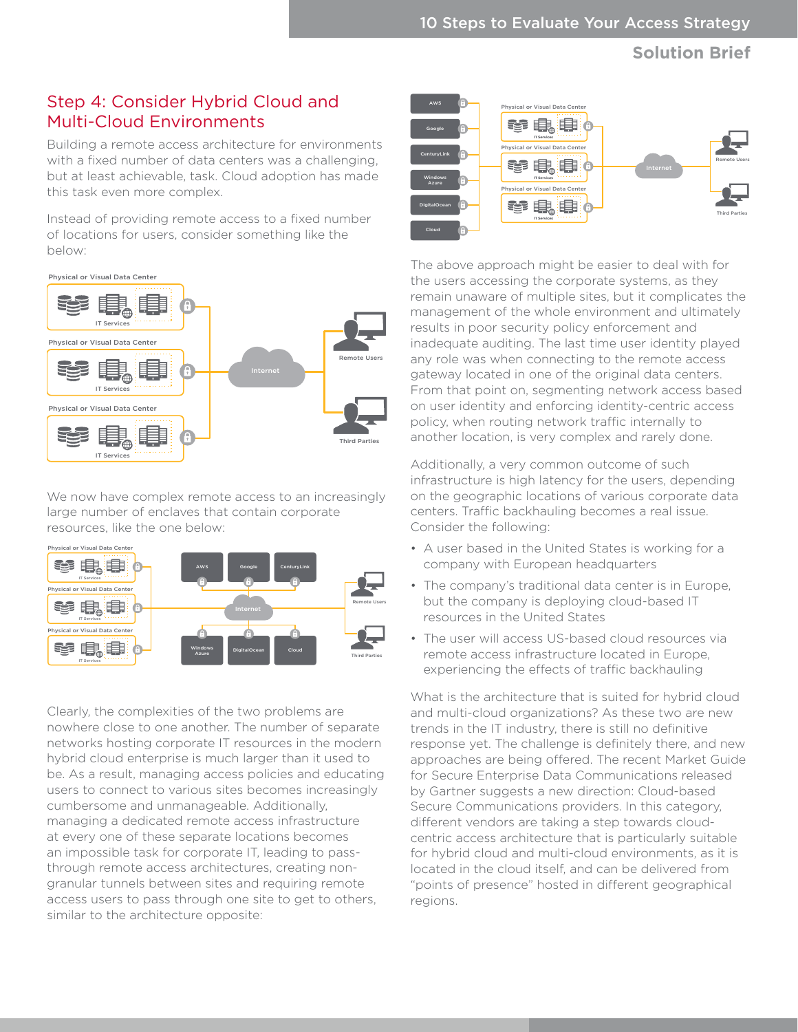## Step 4: Consider Hybrid Cloud and Multi-Cloud Environments

Building a remote access architecture for environments with a fixed number of data centers was a challenging, but at least achievable, task. Cloud adoption has made this task even more complex.

Instead of providing remote access to a fixed number of locations for users, consider something like the below:

We now have complex remote access to an increasingly large number of enclaves that contain corporate resources, like the one below:

Clearly, the complexities of the two problems are nowhere close to one another. The number of separate networks hosting corporate IT resources in the modern hybrid cloud enterprise is much larger than it used to be. As a result, managing access policies and educating users to connect to various sites becomes increasingly cumbersome and unmanageable. Additionally, managing a dedicated remote access infrastructure at every one of these separate locations becomes an impossible task for corporate IT, leading to pass-through remote access architectures, creating non-granular tunnels between sites and requiring remote access users to pass through one site to get to others, similar to the architecture opposite:

The above approach might be easier to deal with for the users accessing the corporate systems, as they remain unaware of multiple sites, but it complicates the management of the whole environment and ultimately results in poor security policy enforcement and inadequate auditing. The last time user identity played any role was when connecting to the remote access gateway located in one of the original data centers. From that point on, segmenting network access based on user identity and enforcing identity-centric access policy, when routing network traffic internally to another location, is very complex and rarely done.

Additionally, a very common outcome of such infrastructure is high latency for the users, depending on the geographic locations of various corporate data centers. Traffic backhauling becomes a real issue. Consider the following:

- A user based in the United States is working for a company with European headquarters
- The company's traditional data center is in Europe, but the company is deploying cloud-based IT resources in the United States
- The user will access US-based cloud resources via remote access infrastructure located in Europe, experiencing the effects of traffic backhauling

What is the architecture that is suited for hybrid cloud and multi-cloud organizations? As these two are new trends in the IT industry, there is still no definitive response yet. The challenge is definitely there, and new approaches are being offered. The recent Market Guide for Secure Enterprise Data Communications released by Gartner suggests a new direction: Cloud-based Secure Communications providers. In this category, different vendors are taking a step towards cloud-centric access architecture that is particularly suitable for hybrid cloud and multi-cloud environments, as it is located in the cloud itself, and can be delivered from "points of presence" hosted in different geographical regions.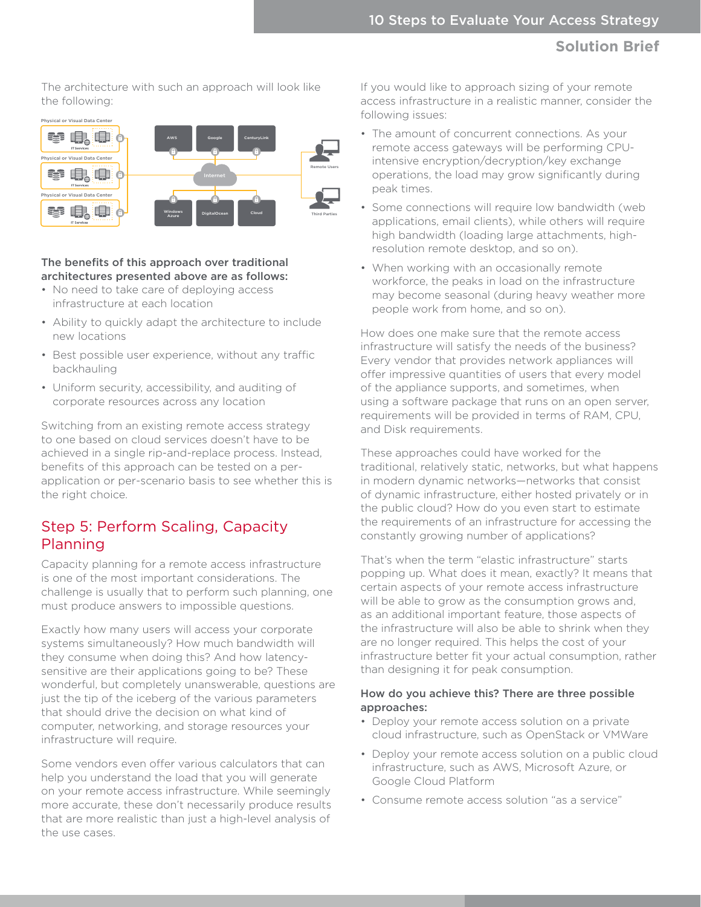The architecture with such an approach will look like the following:

**The benefits of this approach over traditional architectures presented above are as follows:**

- No need to take care of deploying access infrastructure at each location
- Ability to quickly adapt the architecture to include new locations
- Best possible user experience, without any traffic backhauling
- Uniform security, accessibility, and auditing of corporate resources across any location

Switching from an existing remote access strategy to one based on cloud services doesn't have to be achieved in a single rip-and-replace process. Instead, benefits of this approach can be tested on a per-application or per-scenario basis to see whether this is the right choice.

## Step 5: Perform Scaling, Capacity Planning

Capacity planning for a remote access infrastructure is one of the most important considerations. The challenge is usually that to perform such planning, one must produce answers to impossible questions.

Exactly how many users will access your corporate systems simultaneously? How much bandwidth will they consume when doing this? And how latency-sensitive are their applications going to be? These wonderful, but completely unanswerable, questions are just the tip of the iceberg of the various parameters that should drive the decision on what kind of computer, networking, and storage resources your infrastructure will require.

Some vendors even offer various calculators that can help you understand the load that you will generate on your remote access infrastructure. While seemingly more accurate, these don't necessarily produce results that are more realistic than just a high-level analysis of the use cases.

If you would like to approach sizing of your remote access infrastructure in a realistic manner, consider the following issues:

- The amount of concurrent connections. As your remote access gateways will be performing CPU-intensive encryption/decryption/key exchange operations, the load may grow significantly during peak times.
- Some connections will require low bandwidth (web applications, email clients), while others will require high bandwidth (loading large attachments, high-resolution remote desktop, and so on).
- When working with an occasionally remote workforce, the peaks in load on the infrastructure may become seasonal (during heavy weather more people work from home, and so on).

How does one make sure that the remote access infrastructure will satisfy the needs of the business? Every vendor that provides network appliances will offer impressive quantities of users that every model of the appliance supports, and sometimes, when using a software package that runs on an open server, requirements will be provided in terms of RAM, CPU, and Disk requirements.

These approaches could have worked for the traditional, relatively static, networks, but what happens in modern dynamic networks—networks that consist of dynamic infrastructure, either hosted privately or in the public cloud? How do you even start to estimate the requirements of an infrastructure for accessing the constantly growing number of applications?

That's when the term "elastic infrastructure" starts popping up. What does it mean, exactly? It means that certain aspects of your remote access infrastructure will be able to grow as the consumption grows and, as an additional important feature, those aspects of the infrastructure will also be able to shrink when they are no longer required. This helps the cost of your infrastructure better fit your actual consumption, rather than designing it for peak consumption.

**How do you achieve this? There are three possible approaches:**

- Deploy your remote access solution on a private cloud infrastructure, such as OpenStack or VMWare
- Deploy your remote access solution on a public cloud infrastructure, such as AWS, Microsoft Azure, or Google Cloud Platform
- Consume remote access solution "as a service"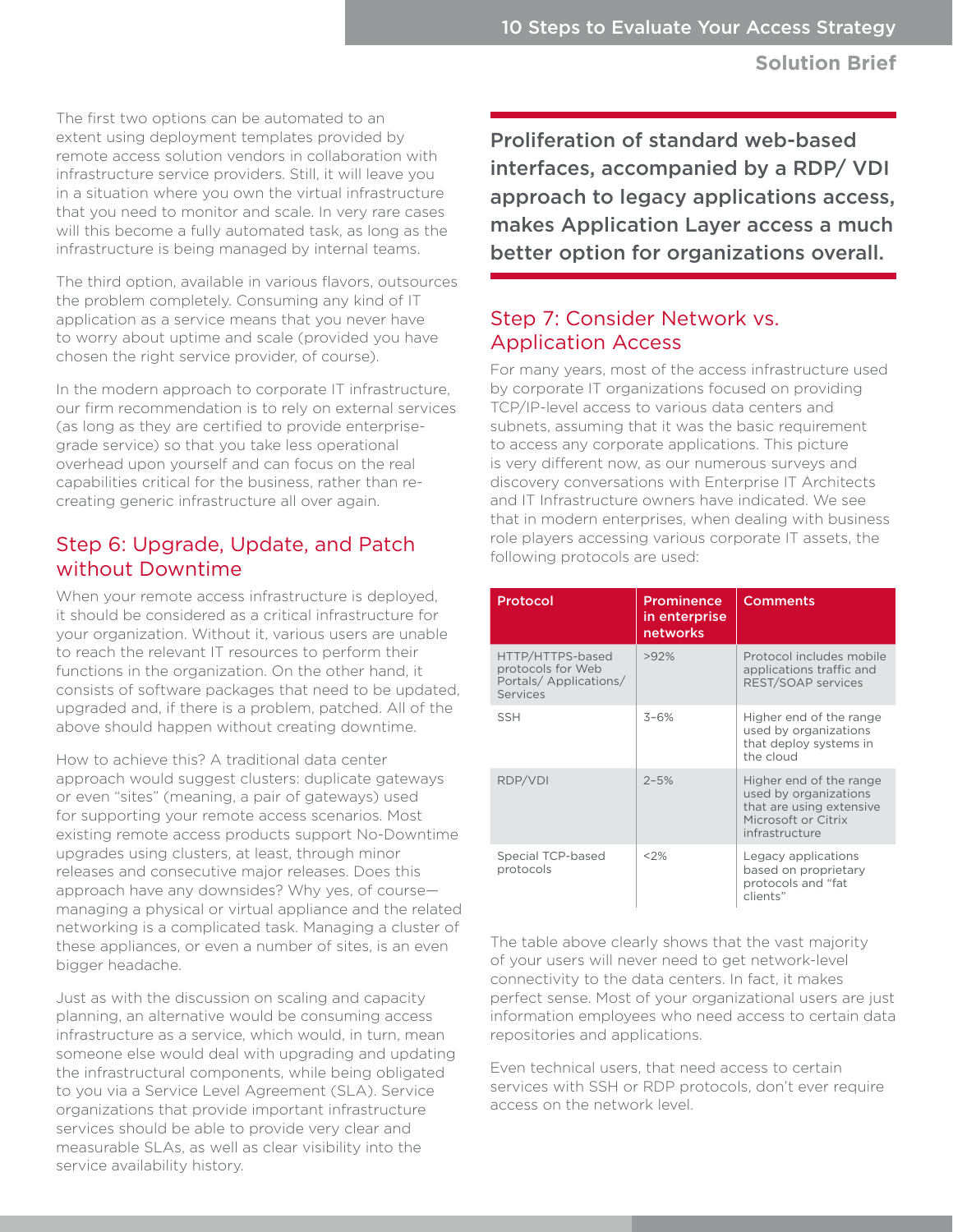The first two options can be automated to an extent using deployment templates provided by remote access solution vendors in collaboration with infrastructure service providers. Still, it will leave you in a situation where you own the virtual infrastructure that you need to monitor and scale. In very rare cases will this become a fully automated task, as long as the infrastructure is being managed by internal teams.

The third option, available in various flavors, outsources the problem completely. Consuming any kind of IT application as a service means that you never have to worry about uptime and scale (provided you have chosen the right service provider, of course).

In the modern approach to corporate IT infrastructure, our firm recommendation is to rely on external services (as long as they are certified to provide enterprise-grade service) so that you take less operational overhead upon yourself and can focus on the real capabilities critical for the business, rather than re-creating generic infrastructure all over again.

## Step 6: Upgrade, Update, and Patch without Downtime

When your remote access infrastructure is deployed, it should be considered as a critical infrastructure for your organization. Without it, various users are unable to reach the relevant IT resources to perform their functions in the organization. On the other hand, it consists of software packages that need to be updated, upgraded and, if there is a problem, patched. All of the above should happen without creating downtime.

How to achieve this? A traditional data center approach would suggest clusters: duplicate gateways or even "sites" (meaning, a pair of gateways) used for supporting your remote access scenarios. Most existing remote access products support No-Downtime upgrades using clusters, at least, through minor releases and consecutive major releases. Does this approach have any downsides? Why yes, of course—managing a physical or virtual appliance and the related networking is a complicated task. Managing a cluster of these appliances, or even a number of sites, is an even bigger headache.

Just as with the discussion on scaling and capacity planning, an alternative would be consuming access infrastructure as a service, which would, in turn, mean someone else would deal with upgrading and updating the infrastructural components, while being obligated to you via a Service Level Agreement (SLA). Service organizations that provide important infrastructure services should be able to provide very clear and measurable SLAs, as well as clear visibility into the service availability history.

**Proliferation of standard web-based interfaces, accompanied by a RDP/ VDI approach to legacy applications access, makes Application Layer access a much better option for organizations overall.**

## Step 7: Consider Network vs. Application Access

For many years, most of the access infrastructure used by corporate IT organizations focused on providing TCP/IP-level access to various data centers and subnets, assuming that it was the basic requirement to access any corporate applications. This picture is very different now, as our numerous surveys and discovery conversations with Enterprise IT Architects and IT Infrastructure owners have indicated. We see that in modern enterprises, when dealing with business role players accessing various corporate IT assets, the following protocols are used:

| Protocol | Prominence in enterprise networks | Comments |
|---|---|---|
| HTTP/HTTPS-based protocols for Web Portals/ Applications/ Services | >92% | Protocol includes mobile applications traffic and REST/SOAP services |
| SSH | 3–6% | Higher end of the range used by organizations that deploy systems in the cloud |
| RDP/VDI | 2–5% | Higher end of the range used by organizations that are using extensive Microsoft or Citrix infrastructure |
| Special TCP-based protocols | <2% | Legacy applications based on proprietary protocols and "fat clients" |

The table above clearly shows that the vast majority of your users will never need to get network-level connectivity to the data centers. In fact, it makes perfect sense. Most of your organizational users are just information employees who need access to certain data repositories and applications.

Even technical users, that need access to certain services with SSH or RDP protocols, don't ever require access on the network level.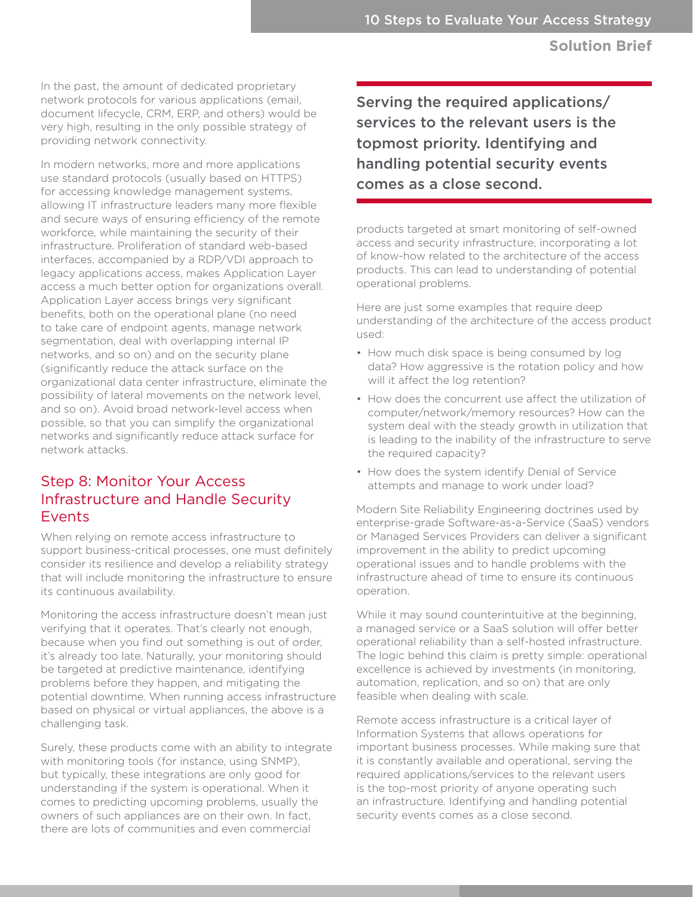In the past, the amount of dedicated proprietary network protocols for various applications (email, document lifecycle, CRM, ERP, and others) would be very high, resulting in the only possible strategy of providing network connectivity.

In modern networks, more and more applications use standard protocols (usually based on HTTPS) for accessing knowledge management systems, allowing IT infrastructure leaders many more flexible and secure ways of ensuring efficiency of the remote workforce, while maintaining the security of their infrastructure. Proliferation of standard web-based interfaces, accompanied by a RDP/VDI approach to legacy applications access, makes Application Layer access a much better option for organizations overall. Application Layer access brings very significant benefits, both on the operational plane (no need to take care of endpoint agents, manage network segmentation, deal with overlapping internal IP networks, and so on) and on the security plane (significantly reduce the attack surface on the organizational data center infrastructure, eliminate the possibility of lateral movements on the network level, and so on). Avoid broad network-level access when possible, so that you can simplify the organizational networks and significantly reduce attack surface for network attacks.

## Step 8: Monitor Your Access Infrastructure and Handle Security Events

When relying on remote access infrastructure to support business-critical processes, one must definitely consider its resilience and develop a reliability strategy that will include monitoring the infrastructure to ensure its continuous availability.

Monitoring the access infrastructure doesn't mean just verifying that it operates. That's clearly not enough, because when you find out something is out of order, it's already too late. Naturally, your monitoring should be targeted at predictive maintenance, identifying problems before they happen, and mitigating the potential downtime. When running access infrastructure based on physical or virtual appliances, the above is a challenging task.

Surely, these products come with an ability to integrate with monitoring tools (for instance, using SNMP), but typically, these integrations are only good for understanding if the system is operational. When it comes to predicting upcoming problems, usually the owners of such appliances are on their own. In fact, there are lots of communities and even commercial products targeted at smart monitoring of self-owned access and security infrastructure, incorporating a lot of know-how related to the architecture of the access products. This can lead to understanding of potential operational problems.

**Serving the required applications/services to the relevant users is the topmost priority. Identifying and handling potential security events comes as a close second.**

Here are just some examples that require deep understanding of the architecture of the access product used:

- How much disk space is being consumed by log data? How aggressive is the rotation policy and how will it affect the log retention?
- How does the concurrent use affect the utilization of computer/network/memory resources? How can the system deal with the steady growth in utilization that is leading to the inability of the infrastructure to serve the required capacity?
- How does the system identify Denial of Service attempts and manage to work under load?

Modern Site Reliability Engineering doctrines used by enterprise-grade Software-as-a-Service (SaaS) vendors or Managed Services Providers can deliver a significant improvement in the ability to predict upcoming operational issues and to handle problems with the infrastructure ahead of time to ensure its continuous operation.

While it may sound counterintuitive at the beginning, a managed service or a SaaS solution will offer better operational reliability than a self-hosted infrastructure. The logic behind this claim is pretty simple: operational excellence is achieved by investments (in monitoring, automation, replication, and so on) that are only feasible when dealing with scale.

Remote access infrastructure is a critical layer of Information Systems that allows operations for important business processes. While making sure that it is constantly available and operational, serving the required applications/services to the relevant users is the top-most priority of anyone operating such an infrastructure. Identifying and handling potential security events comes as a close second.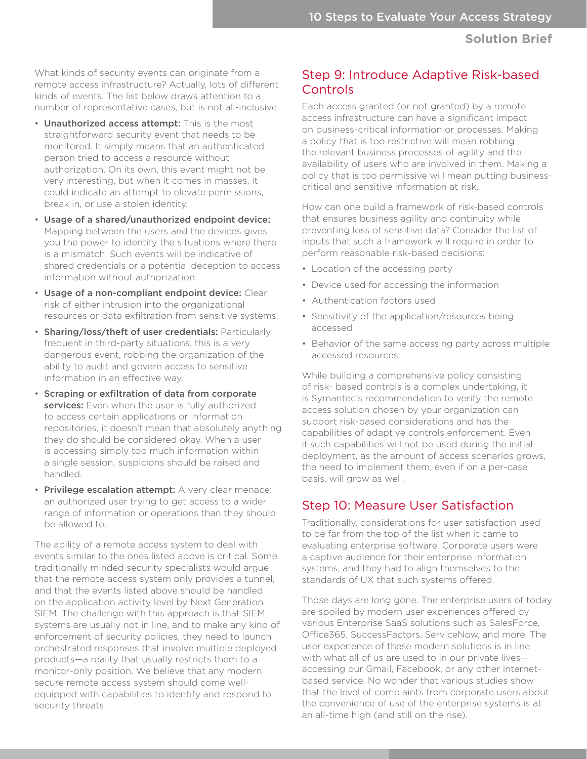What kinds of security events can originate from a remote access infrastructure? Actually, lots of different kinds of events. The list below draws attention to a number of representative cases, but is not all-inclusive:

- **Unauthorized access attempt:** This is the most straightforward security event that needs to be monitored. It simply means that an authenticated person tried to access a resource without authorization. On its own, this event might not be very interesting, but when it comes in masses, it could indicate an attempt to elevate permissions, break in, or use a stolen identity.
- **Usage of a shared/unauthorized endpoint device:** Mapping between the users and the devices gives you the power to identify the situations where there is a mismatch. Such events will be indicative of shared credentials or a potential deception to access information without authorization.
- **Usage of a non-compliant endpoint device:** Clear risk of either intrusion into the organizational resources or data exfiltration from sensitive systems.
- **Sharing/loss/theft of user credentials:** Particularly frequent in third-party situations, this is a very dangerous event, robbing the organization of the ability to audit and govern access to sensitive information in an effective way.
- **Scraping or exfiltration of data from corporate services:** Even when the user is fully authorized to access certain applications or information repositories, it doesn't mean that absolutely anything they do should be considered okay. When a user is accessing simply too much information within a single session, suspicions should be raised and handled.
- **Privilege escalation attempt:** A very clear menace: an authorized user trying to get access to a wider range of information or operations than they should be allowed to.

The ability of a remote access system to deal with events similar to the ones listed above is critical. Some traditionally minded security specialists would argue that the remote access system only provides a tunnel, and that the events listed above should be handled on the application activity level by Next Generation SIEM. The challenge with this approach is that SIEM systems are usually not in line, and to make any kind of enforcement of security policies, they need to launch orchestrated responses that involve multiple deployed products—a reality that usually restricts them to a monitor-only position. We believe that any modern secure remote access system should come well-equipped with capabilities to identify and respond to security threats.

## Step 9: Introduce Adaptive Risk-based Controls

Each access granted (or not granted) by a remote access infrastructure can have a significant impact on business-critical information or processes. Making a policy that is too restrictive will mean robbing the relevant business processes of agility and the availability of users who are involved in them. Making a policy that is too permissive will mean putting business-critical and sensitive information at risk.

How can one build a framework of risk-based controls that ensures business agility and continuity while preventing loss of sensitive data? Consider the list of inputs that such a framework will require in order to perform reasonable risk-based decisions:

- Location of the accessing party
- Device used for accessing the information
- Authentication factors used
- Sensitivity of the application/resources being accessed
- Behavior of the same accessing party across multiple accessed resources

While building a comprehensive policy consisting of risk- based controls is a complex undertaking, it is Symantec's recommendation to verify the remote access solution chosen by your organization can support risk-based considerations and has the capabilities of adaptive controls enforcement. Even if such capabilities will not be used during the initial deployment, as the amount of access scenarios grows, the need to implement them, even if on a per-case basis, will grow as well.

## Step 10: Measure User Satisfaction

Traditionally, considerations for user satisfaction used to be far from the top of the list when it came to evaluating enterprise software. Corporate users were a captive audience for their enterprise information systems, and they had to align themselves to the standards of UX that such systems offered.

Those days are long gone. The enterprise users of today are spoiled by modern user experiences offered by various Enterprise SaaS solutions such as SalesForce, Office365, SuccessFactors, ServiceNow, and more. The user experience of these modern solutions is in line with what all of us are used to in our private lives—accessing our Gmail, Facebook, or any other internet-based service. No wonder that various studies show that the level of complaints from corporate users about the convenience of use of the enterprise systems is at an all-time high (and still on the rise).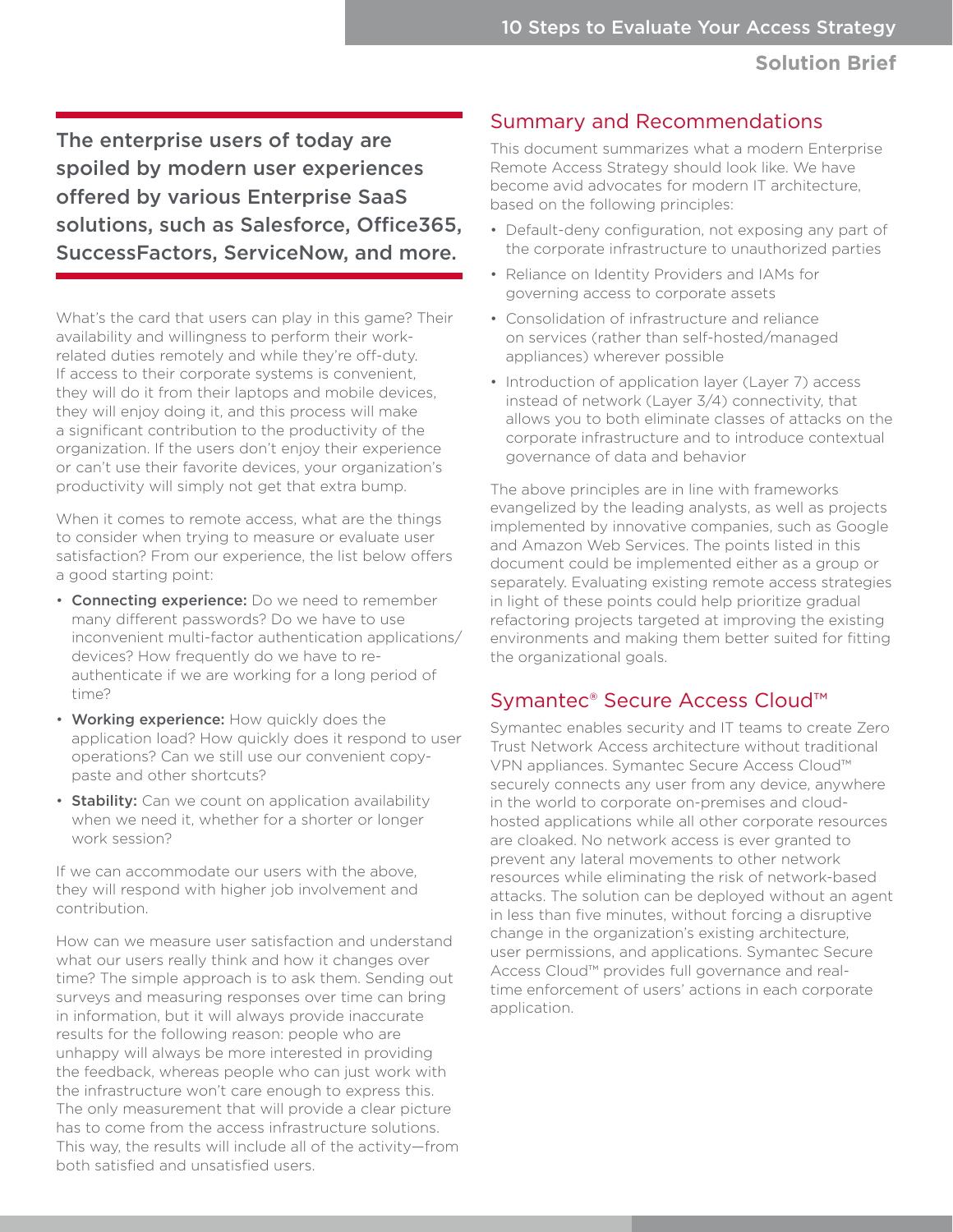**The enterprise users of today are spoiled by modern user experiences offered by various Enterprise SaaS solutions, such as Salesforce, Office365, SuccessFactors, ServiceNow, and more.**

What's the card that users can play in this game? Their availability and willingness to perform their work-related duties remotely and while they're off-duty. If access to their corporate systems is convenient, they will do it from their laptops and mobile devices, they will enjoy doing it, and this process will make a significant contribution to the productivity of the organization. If the users don't enjoy their experience or can't use their favorite devices, your organization's productivity will simply not get that extra bump.

When it comes to remote access, what are the things to consider when trying to measure or evaluate user satisfaction? From our experience, the list below offers a good starting point:

- **Connecting experience:** Do we need to remember many different passwords? Do we have to use inconvenient multi-factor authentication applications/devices? How frequently do we have to re-authenticate if we are working for a long period of time?
- **Working experience:** How quickly does the application load? How quickly does it respond to user operations? Can we still use our convenient copy-paste and other shortcuts?
- **Stability:** Can we count on application availability when we need it, whether for a shorter or longer work session?

If we can accommodate our users with the above, they will respond with higher job involvement and contribution.

How can we measure user satisfaction and understand what our users really think and how it changes over time? The simple approach is to ask them. Sending out surveys and measuring responses over time can bring in information, but it will always provide inaccurate results for the following reason: people who are unhappy will always be more interested in providing the feedback, whereas people who can just work with the infrastructure won't care enough to express this. The only measurement that will provide a clear picture has to come from the access infrastructure solutions. This way, the results will include all of the activity—from both satisfied and unsatisfied users.

## Summary and Recommendations

This document summarizes what a modern Enterprise Remote Access Strategy should look like. We have become avid advocates for modern IT architecture, based on the following principles:

- Default-deny configuration, not exposing any part of the corporate infrastructure to unauthorized parties
- Reliance on Identity Providers and IAMs for governing access to corporate assets
- Consolidation of infrastructure and reliance on services (rather than self-hosted/managed appliances) wherever possible
- Introduction of application layer (Layer 7) access instead of network (Layer 3/4) connectivity, that allows you to both eliminate classes of attacks on the corporate infrastructure and to introduce contextual governance of data and behavior

The above principles are in line with frameworks evangelized by the leading analysts, as well as projects implemented by innovative companies, such as Google and Amazon Web Services. The points listed in this document could be implemented either as a group or separately. Evaluating existing remote access strategies in light of these points could help prioritize gradual refactoring projects targeted at improving the existing environments and making them better suited for fitting the organizational goals.

## Symantec® Secure Access Cloud™

Symantec enables security and IT teams to create Zero Trust Network Access architecture without traditional VPN appliances. Symantec Secure Access Cloud™ securely connects any user from any device, anywhere in the world to corporate on-premises and cloud-hosted applications while all other corporate resources are cloaked. No network access is ever granted to prevent any lateral movements to other network resources while eliminating the risk of network-based attacks. The solution can be deployed without an agent in less than five minutes, without forcing a disruptive change in the organization's existing architecture, user permissions, and applications. Symantec Secure Access Cloud™ provides full governance and real-time enforcement of users' actions in each corporate application.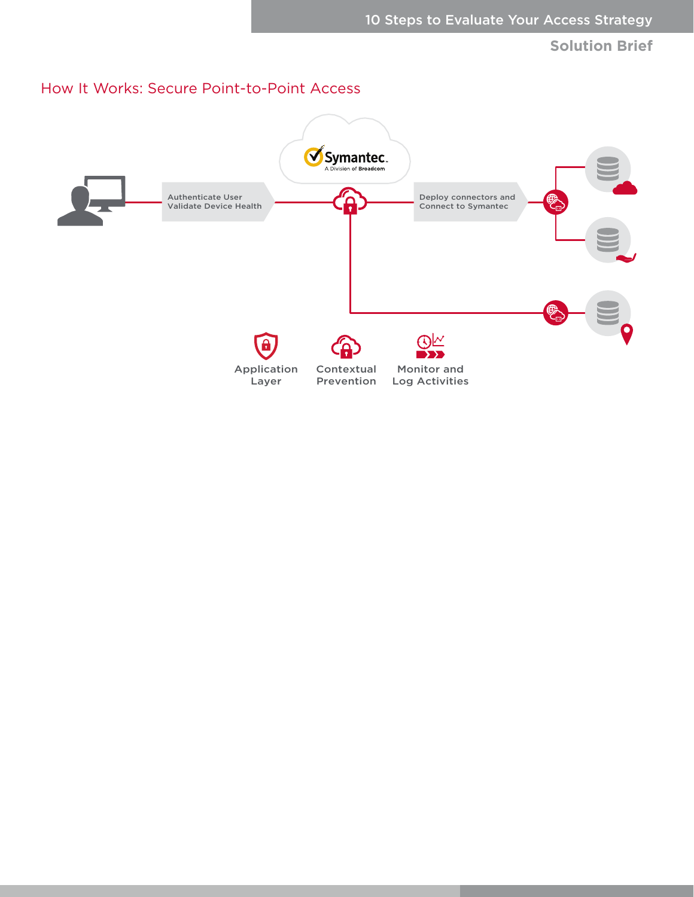## How It Works: Secure Point-to-Point Access

Symantec
A Division of Broadcom

Authenticate User
Validate Device Health

Deploy connectors and
Connect to Symantec

Application
Layer

Contextual
Prevention

Monitor and
Log Activities